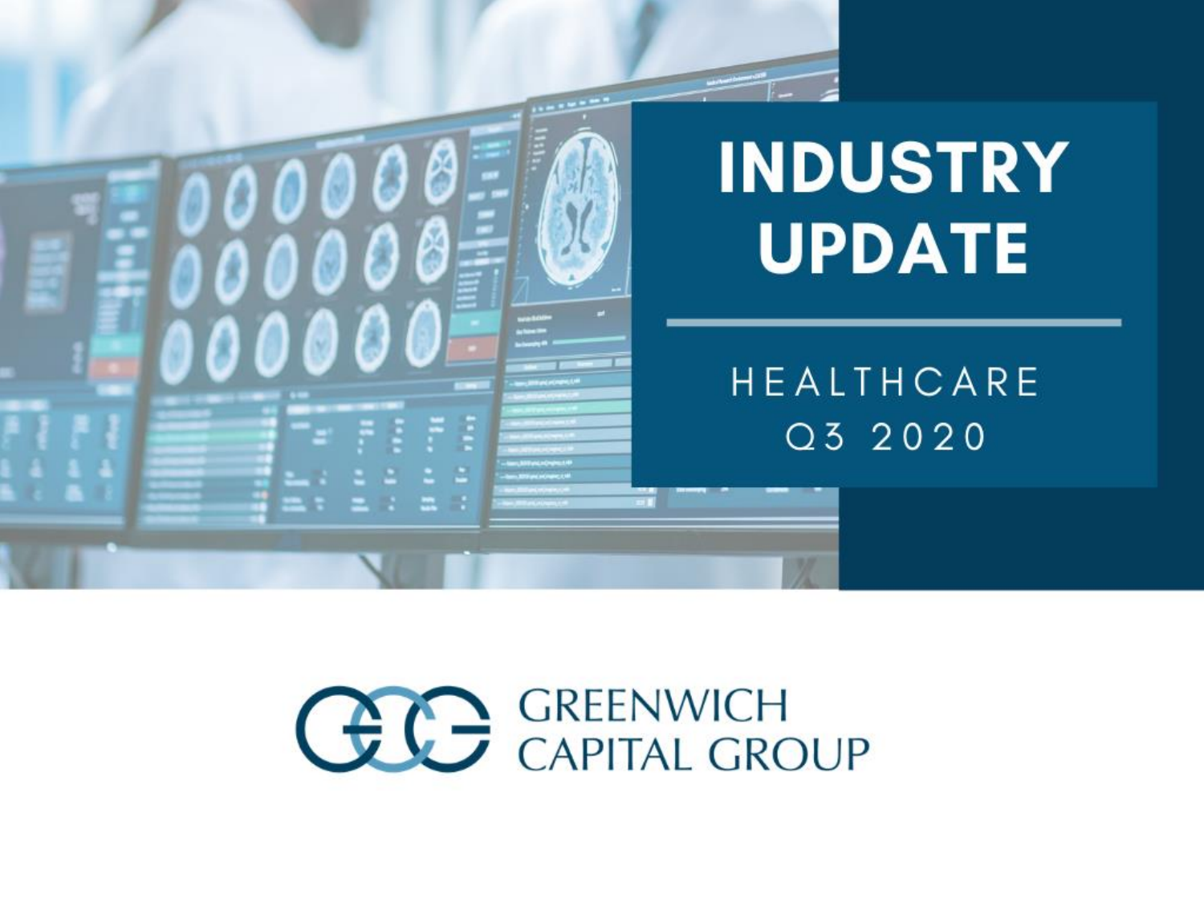# INDUSTRY UPDATE

HEALTHCARE

Q3 2020

GREENWICH CAPITAL GROUP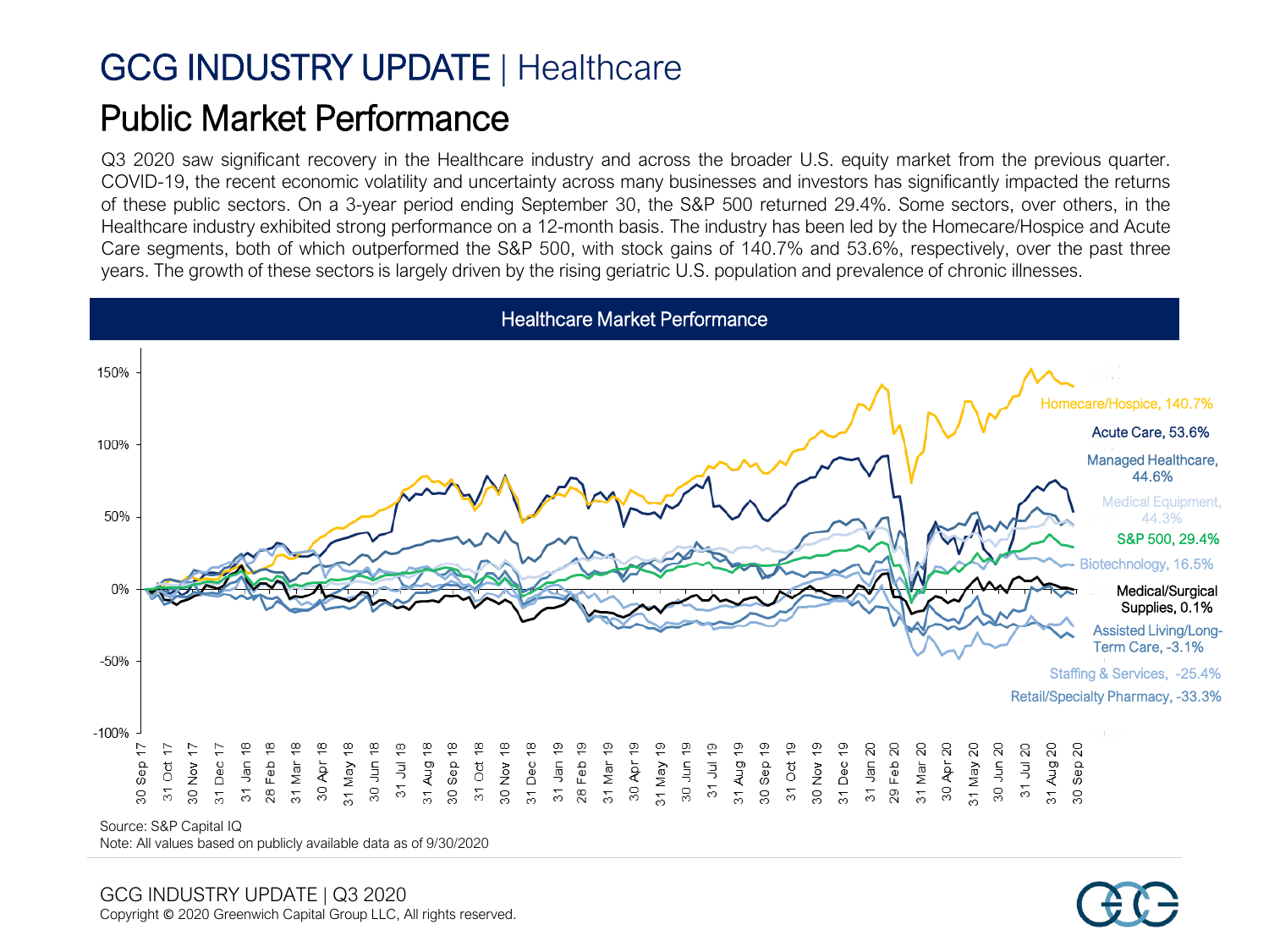# GCG INDUSTRY UPDATE | Healthcare

## Public Market Performance

Q3 2020 saw significant recovery in the Healthcare industry and across the broader U.S. equity market from the previous quarter. COVID-19, the recent economic volatility and uncertainty across many businesses and investors has significantly impacted the returns of these public sectors. On a 3-year period ending September 30, the S&P 500 returned 29.4%. Some sectors, over others, in the Healthcare industry exhibited strong performance on a 12-month basis. The industry has been led by the Homecare/Hospice and Acute Care segments, both of which outperformed the S&P 500, with stock gains of 140.7% and 53.6%, respectively, over the past three years. The growth of these sectors is largely driven by the rising geriatric U.S. population and prevalence of chronic illnesses.

### Healthcare Market Performance

- Homecare/Hospice, 140.7%
- Acute Care, 53.6%
- Managed Healthcare, 44.6%
- Medical Equipment, 44.3%
- S&P 500, 29.4%
- Biotechnology, 16.5%
- Medical/Surgical Supplies, 0.1%
- Assisted Living/Long-Term Care, -3.1%
- Staffing & Services, -25.4%
- Retail/Specialty Pharmacy, -33.3%

Source: S&P Capital IQ
Note: All values based on publicly available data as of 9/30/2020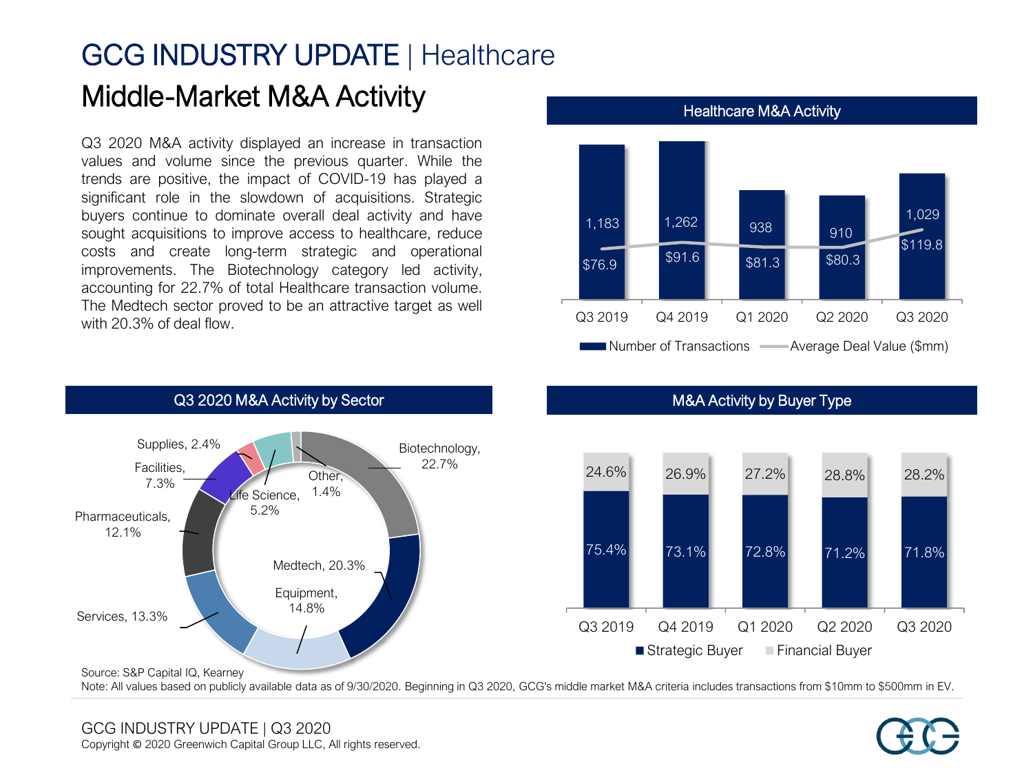# GCG INDUSTRY UPDATE | Healthcare

## Middle-Market M&A Activity

Q3 2020 M&A activity displayed an increase in transaction values and volume since the previous quarter. While the trends are positive, the impact of COVID-19 has played a significant role in the slowdown of acquisitions. Strategic buyers continue to dominate overall deal activity and have sought acquisitions to improve access to healthcare, reduce costs and create long-term strategic and operational improvements. The Biotechnology category led activity, accounting for 22.7% of total Healthcare transaction volume. The Medtech sector proved to be an attractive target as well with 20.3% of deal flow.

### Healthcare M&A Activity

| | Q3 2019 | Q4 2019 | Q1 2020 | Q2 2020 | Q3 2020 |
|---|---|---|---|---|---|
| Number of Transactions | 1,183 | 1,262 | 938 | 910 | 1,029 |
| Average Deal Value ($mm) | $76.9 | $91.6 | $81.3 | $80.3 | $119.8 |

### Q3 2020 M&A Activity by Sector

| Sector | Share |
|---|---|
| Biotechnology | 22.7% |
| Medtech | 20.3% |
| Equipment | 14.8% |
| Services | 13.3% |
| Pharmaceuticals | 12.1% |
| Facilities | 7.3% |
| Life Science | 5.2% |
| Supplies | 2.4% |
| Other | 1.4% |

### M&A Activity by Buyer Type

| | Q3 2019 | Q4 2019 | Q1 2020 | Q2 2020 | Q3 2020 |
|---|---|---|---|---|---|
| Strategic Buyer | 75.4% | 73.1% | 72.8% | 71.2% | 71.8% |
| Financial Buyer | 24.6% | 26.9% | 27.2% | 28.8% | 28.2% |

Source: S&P Capital IQ, Kearney

Note: All values based on publicly available data as of 9/30/2020. Beginning in Q3 2020, GCG's middle market M&A criteria includes transactions from $10mm to $500mm in EV.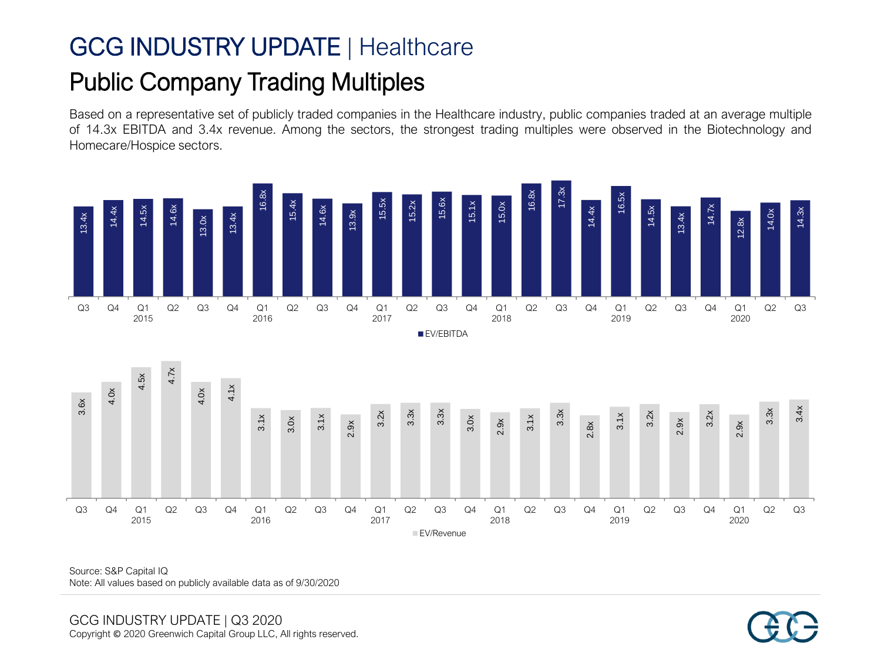# GCG INDUSTRY UPDATE | Healthcare

## Public Company Trading Multiples

Based on a representative set of publicly traded companies in the Healthcare industry, public companies traded at an average multiple of 14.3x EBITDA and 3.4x revenue. Among the sectors, the strongest trading multiples were observed in the Biotechnology and Homecare/Hospice sectors.

| Year | Quarter | EV/EBITDA | EV/Revenue |
|---|---|---|---|
| | Q3 | 13.4x | 3.6x |
| | Q4 | 14.4x | 4.0x |
| 2015 | Q1 | 14.5x | 4.5x |
| | Q2 | 14.6x | 4.7x |
| | Q3 | 13.0x | 4.0x |
| | Q4 | 13.4x | 4.1x |
| 2016 | Q1 | 16.8x | 3.1x |
| | Q2 | 15.4x | 3.0x |
| | Q3 | 14.6x | 3.1x |
| | Q4 | 13.9x | 2.9x |
| 2017 | Q1 | 15.5x | 3.2x |
| | Q2 | 15.2x | 3.3x |
| | Q3 | 15.6x | 3.3x |
| | Q4 | 15.1x | 3.0x |
| 2018 | Q1 | 15.0x | 2.9x |
| | Q2 | 16.8x | 3.1x |
| | Q3 | 17.3x | 3.3x |
| | Q4 | 14.4x | 2.8x |
| 2019 | Q1 | 16.5x | 3.1x |
| | Q2 | 14.5x | 3.2x |
| | Q3 | 13.4x | 2.9x |
| | Q4 | 14.7x | 3.2x |
| 2020 | Q1 | 12.8x | 2.9x |
| | Q2 | 14.0x | 3.3x |
| | Q3 | 14.3x | 3.4x |

Source: S&P Capital IQ
Note: All values based on publicly available data as of 9/30/2020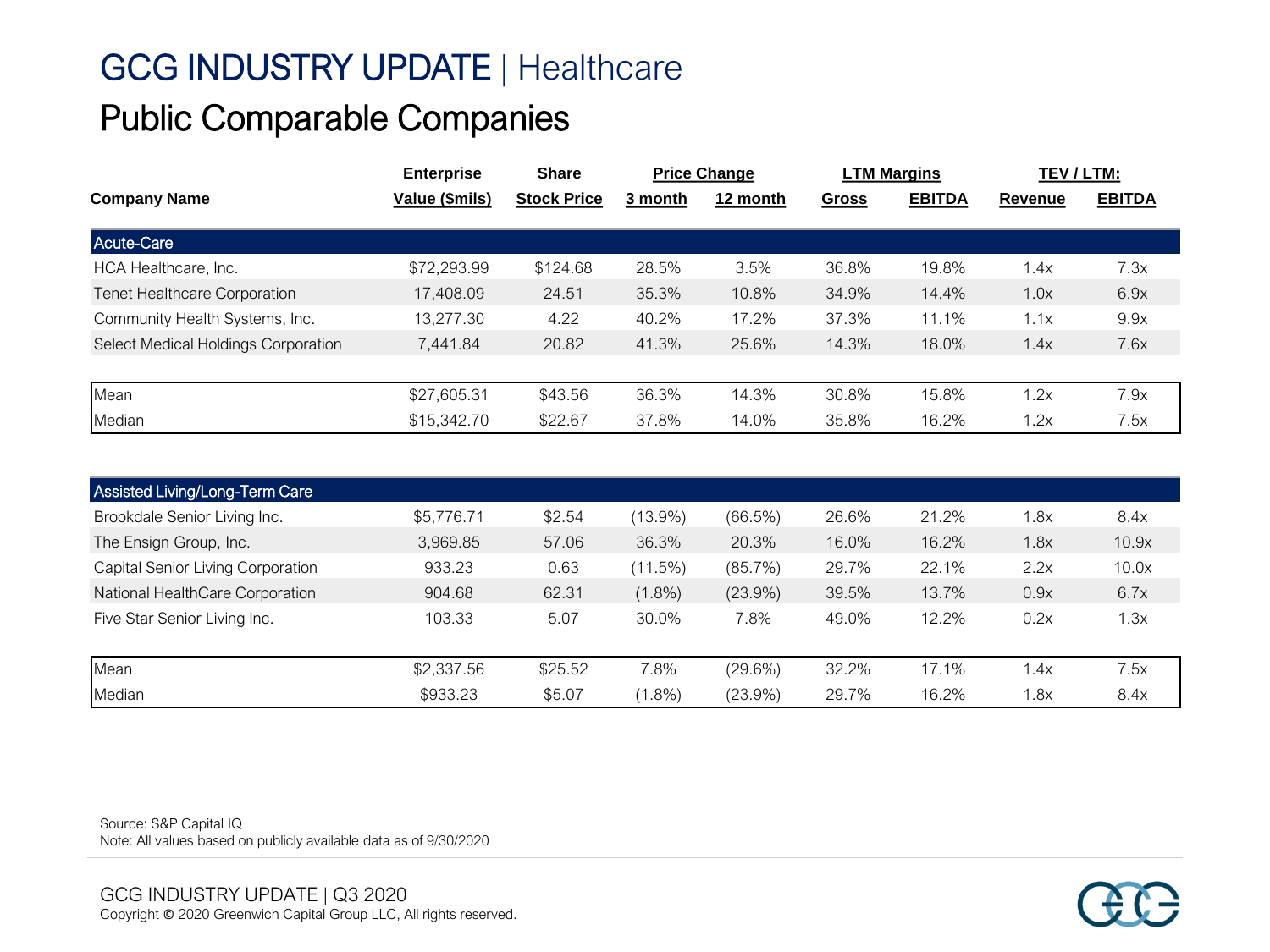# GCG INDUSTRY UPDATE | Healthcare

## Public Comparable Companies

| Company Name | Enterprise Value ($mils) | Share Stock Price | Price Change 3 month | Price Change 12 month | LTM Margins Gross | LTM Margins EBITDA | TEV / LTM: Revenue | TEV / LTM: EBITDA |
|---|---|---|---|---|---|---|---|---|
| **Acute-Care** | | | | | | | | |
| HCA Healthcare, Inc. | $72,293.99 | $124.68 | 28.5% | 3.5% | 36.8% | 19.8% | 1.4x | 7.3x |
| Tenet Healthcare Corporation | 17,408.09 | 24.51 | 35.3% | 10.8% | 34.9% | 14.4% | 1.0x | 6.9x |
| Community Health Systems, Inc. | 13,277.30 | 4.22 | 40.2% | 17.2% | 37.3% | 11.1% | 1.1x | 9.9x |
| Select Medical Holdings Corporation | 7,441.84 | 20.82 | 41.3% | 25.6% | 14.3% | 18.0% | 1.4x | 7.6x |
| Mean | $27,605.31 | $43.56 | 36.3% | 14.3% | 30.8% | 15.8% | 1.2x | 7.9x |
| Median | $15,342.70 | $22.67 | 37.8% | 14.0% | 35.8% | 16.2% | 1.2x | 7.5x |
| **Assisted Living/Long-Term Care** | | | | | | | | |
| Brookdale Senior Living Inc. | $5,776.71 | $2.54 | (13.9%) | (66.5%) | 26.6% | 21.2% | 1.8x | 8.4x |
| The Ensign Group, Inc. | 3,969.85 | 57.06 | 36.3% | 20.3% | 16.0% | 16.2% | 1.8x | 10.9x |
| Capital Senior Living Corporation | 933.23 | 0.63 | (11.5%) | (85.7%) | 29.7% | 22.1% | 2.2x | 10.0x |
| National HealthCare Corporation | 904.68 | 62.31 | (1.8%) | (23.9%) | 39.5% | 13.7% | 0.9x | 6.7x |
| Five Star Senior Living Inc. | 103.33 | 5.07 | 30.0% | 7.8% | 49.0% | 12.2% | 0.2x | 1.3x |
| Mean | $2,337.56 | $25.52 | 7.8% | (29.6%) | 32.2% | 17.1% | 1.4x | 7.5x |
| Median | $933.23 | $5.07 | (1.8%) | (23.9%) | 29.7% | 16.2% | 1.8x | 8.4x |

Source: S&P Capital IQ
Note: All values based on publicly available data as of 9/30/2020

GCG INDUSTRY UPDATE | Q3 2020
Copyright © 2020 Greenwich Capital Group LLC, All rights reserved.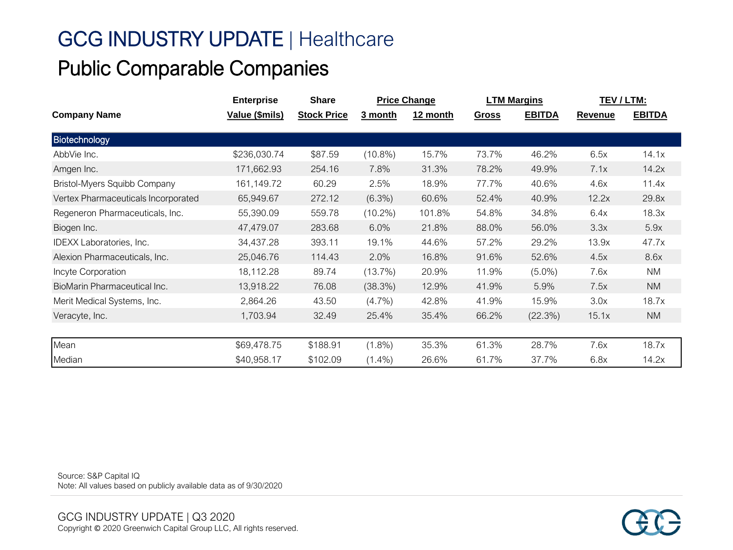# GCG INDUSTRY UPDATE | Healthcare

## Public Comparable Companies

| Company Name | Enterprise Value ($mils) | Share Stock Price | Price Change 3 month | Price Change 12 month | LTM Margins Gross | LTM Margins EBITDA | TEV / LTM: Revenue | TEV / LTM: EBITDA |
|---|---|---|---|---|---|---|---|---|
| **Biotechnology** | | | | | | | | |
| AbbVie Inc. | $236,030.74 | $87.59 | (10.8%) | 15.7% | 73.7% | 46.2% | 6.5x | 14.1x |
| Amgen Inc. | 171,662.93 | 254.16 | 7.8% | 31.3% | 78.2% | 49.9% | 7.1x | 14.2x |
| Bristol-Myers Squibb Company | 161,149.72 | 60.29 | 2.5% | 18.9% | 77.7% | 40.6% | 4.6x | 11.4x |
| Vertex Pharmaceuticals Incorporated | 65,949.67 | 272.12 | (6.3%) | 60.6% | 52.4% | 40.9% | 12.2x | 29.8x |
| Regeneron Pharmaceuticals, Inc. | 55,390.09 | 559.78 | (10.2%) | 101.8% | 54.8% | 34.8% | 6.4x | 18.3x |
| Biogen Inc. | 47,479.07 | 283.68 | 6.0% | 21.8% | 88.0% | 56.0% | 3.3x | 5.9x |
| IDEXX Laboratories, Inc. | 34,437.28 | 393.11 | 19.1% | 44.6% | 57.2% | 29.2% | 13.9x | 47.7x |
| Alexion Pharmaceuticals, Inc. | 25,046.76 | 114.43 | 2.0% | 16.8% | 91.6% | 52.6% | 4.5x | 8.6x |
| Incyte Corporation | 18,112.28 | 89.74 | (13.7%) | 20.9% | 11.9% | (5.0%) | 7.6x | NM |
| BioMarin Pharmaceutical Inc. | 13,918.22 | 76.08 | (38.3%) | 12.9% | 41.9% | 5.9% | 7.5x | NM |
| Merit Medical Systems, Inc. | 2,864.26 | 43.50 | (4.7%) | 42.8% | 41.9% | 15.9% | 3.0x | 18.7x |
| Veracyte, Inc. | 1,703.94 | 32.49 | 25.4% | 35.4% | 66.2% | (22.3%) | 15.1x | NM |
| Mean | $69,478.75 | $188.91 | (1.8%) | 35.3% | 61.3% | 28.7% | 7.6x | 18.7x |
| Median | $40,958.17 | $102.09 | (1.4%) | 26.6% | 61.7% | 37.7% | 6.8x | 14.2x |

Source: S&P Capital IQ
Note: All values based on publicly available data as of 9/30/2020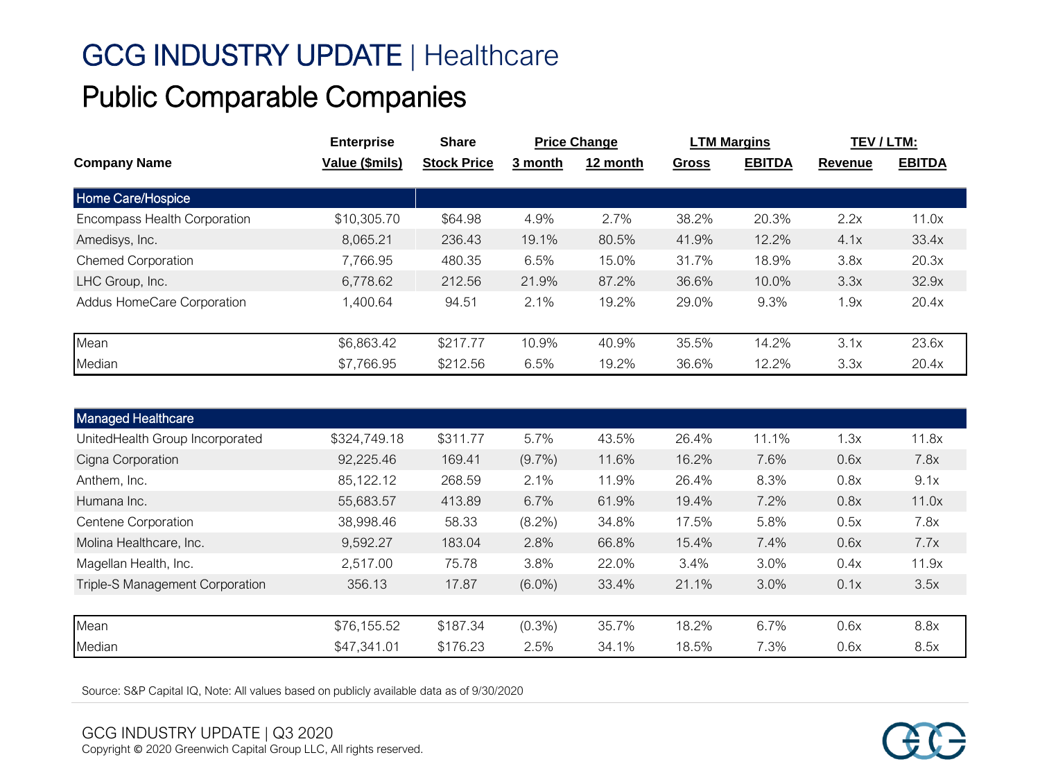# GCG INDUSTRY UPDATE | Healthcare

## Public Comparable Companies

| Company Name | Enterprise Value ($mils) | Share Stock Price | Price Change 3 month | Price Change 12 month | LTM Margins Gross | LTM Margins EBITDA | TEV / LTM: Revenue | TEV / LTM: EBITDA |
|---|---|---|---|---|---|---|---|---|
| **Home Care/Hospice** | | | | | | | | |
| Encompass Health Corporation | $10,305.70 | $64.98 | 4.9% | 2.7% | 38.2% | 20.3% | 2.2x | 11.0x |
| Amedisys, Inc. | 8,065.21 | 236.43 | 19.1% | 80.5% | 41.9% | 12.2% | 4.1x | 33.4x |
| Chemed Corporation | 7,766.95 | 480.35 | 6.5% | 15.0% | 31.7% | 18.9% | 3.8x | 20.3x |
| LHC Group, Inc. | 6,778.62 | 212.56 | 21.9% | 87.2% | 36.6% | 10.0% | 3.3x | 32.9x |
| Addus HomeCare Corporation | 1,400.64 | 94.51 | 2.1% | 19.2% | 29.0% | 9.3% | 1.9x | 20.4x |
| Mean | $6,863.42 | $217.77 | 10.9% | 40.9% | 35.5% | 14.2% | 3.1x | 23.6x |
| Median | $7,766.95 | $212.56 | 6.5% | 19.2% | 36.6% | 12.2% | 3.3x | 20.4x |

| Company Name | Enterprise Value ($mils) | Share Stock Price | Price Change 3 month | Price Change 12 month | LTM Margins Gross | LTM Margins EBITDA | TEV / LTM: Revenue | TEV / LTM: EBITDA |
|---|---|---|---|---|---|---|---|---|
| **Managed Healthcare** | | | | | | | | |
| UnitedHealth Group Incorporated | $324,749.18 | $311.77 | 5.7% | 43.5% | 26.4% | 11.1% | 1.3x | 11.8x |
| Cigna Corporation | 92,225.46 | 169.41 | (9.7%) | 11.6% | 16.2% | 7.6% | 0.6x | 7.8x |
| Anthem, Inc. | 85,122.12 | 268.59 | 2.1% | 11.9% | 26.4% | 8.3% | 0.8x | 9.1x |
| Humana Inc. | 55,683.57 | 413.89 | 6.7% | 61.9% | 19.4% | 7.2% | 0.8x | 11.0x |
| Centene Corporation | 38,998.46 | 58.33 | (8.2%) | 34.8% | 17.5% | 5.8% | 0.5x | 7.8x |
| Molina Healthcare, Inc. | 9,592.27 | 183.04 | 2.8% | 66.8% | 15.4% | 7.4% | 0.6x | 7.7x |
| Magellan Health, Inc. | 2,517.00 | 75.78 | 3.8% | 22.0% | 3.4% | 3.0% | 0.4x | 11.9x |
| Triple-S Management Corporation | 356.13 | 17.87 | (6.0%) | 33.4% | 21.1% | 3.0% | 0.1x | 3.5x |
| Mean | $76,155.52 | $187.34 | (0.3%) | 35.7% | 18.2% | 6.7% | 0.6x | 8.8x |
| Median | $47,341.01 | $176.23 | 2.5% | 34.1% | 18.5% | 7.3% | 0.6x | 8.5x |

Source: S&P Capital IQ, Note: All values based on publicly available data as of 9/30/2020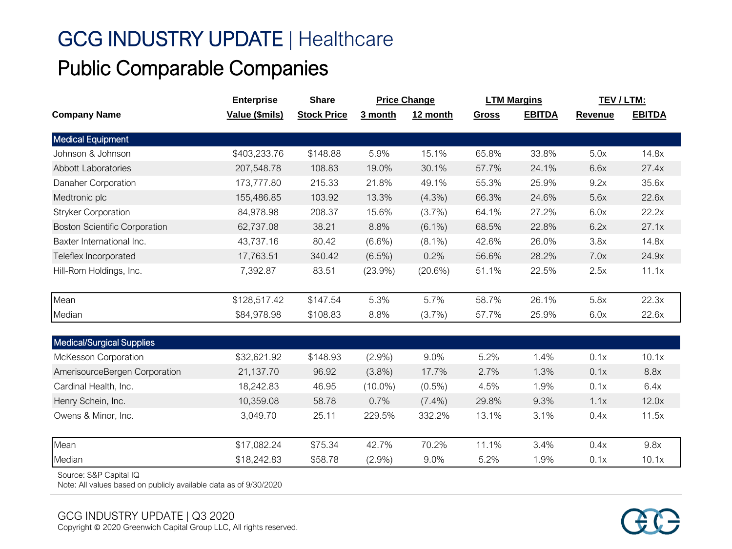# GCG INDUSTRY UPDATE | Healthcare

## Public Comparable Companies

| Company Name | Enterprise Value ($mils) | Share Stock Price | Price Change 3 month | Price Change 12 month | LTM Margins Gross | LTM Margins EBITDA | TEV / LTM: Revenue | TEV / LTM: EBITDA |
|---|---|---|---|---|---|---|---|---|
| **Medical Equipment** | | | | | | | | |
| Johnson & Johnson | $403,233.76 | $148.88 | 5.9% | 15.1% | 65.8% | 33.8% | 5.0x | 14.8x |
| Abbott Laboratories | 207,548.78 | 108.83 | 19.0% | 30.1% | 57.7% | 24.1% | 6.6x | 27.4x |
| Danaher Corporation | 173,777.80 | 215.33 | 21.8% | 49.1% | 55.3% | 25.9% | 9.2x | 35.6x |
| Medtronic plc | 155,486.85 | 103.92 | 13.3% | (4.3%) | 66.3% | 24.6% | 5.6x | 22.6x |
| Stryker Corporation | 84,978.98 | 208.37 | 15.6% | (3.7%) | 64.1% | 27.2% | 6.0x | 22.2x |
| Boston Scientific Corporation | 62,737.08 | 38.21 | 8.8% | (6.1%) | 68.5% | 22.8% | 6.2x | 27.1x |
| Baxter International Inc. | 43,737.16 | 80.42 | (6.6%) | (8.1%) | 42.6% | 26.0% | 3.8x | 14.8x |
| Teleflex Incorporated | 17,763.51 | 340.42 | (6.5%) | 0.2% | 56.6% | 28.2% | 7.0x | 24.9x |
| Hill-Rom Holdings, Inc. | 7,392.87 | 83.51 | (23.9%) | (20.6%) | 51.1% | 22.5% | 2.5x | 11.1x |
| Mean | $128,517.42 | $147.54 | 5.3% | 5.7% | 58.7% | 26.1% | 5.8x | 22.3x |
| Median | $84,978.98 | $108.83 | 8.8% | (3.7%) | 57.7% | 25.9% | 6.0x | 22.6x |
| **Medical/Surgical Supplies** | | | | | | | | |
| McKesson Corporation | $32,621.92 | $148.93 | (2.9%) | 9.0% | 5.2% | 1.4% | 0.1x | 10.1x |
| AmerisourceBergen Corporation | 21,137.70 | 96.92 | (3.8%) | 17.7% | 2.7% | 1.3% | 0.1x | 8.8x |
| Cardinal Health, Inc. | 18,242.83 | 46.95 | (10.0%) | (0.5%) | 4.5% | 1.9% | 0.1x | 6.4x |
| Henry Schein, Inc. | 10,359.08 | 58.78 | 0.7% | (7.4%) | 29.8% | 9.3% | 1.1x | 12.0x |
| Owens & Minor, Inc. | 3,049.70 | 25.11 | 229.5% | 332.2% | 13.1% | 3.1% | 0.4x | 11.5x |
| Mean | $17,082.24 | $75.34 | 42.7% | 70.2% | 11.1% | 3.4% | 0.4x | 9.8x |
| Median | $18,242.83 | $58.78 | (2.9%) | 9.0% | 5.2% | 1.9% | 0.1x | 10.1x |

Source: S&P Capital IQ

Note: All values based on publicly available data as of 9/30/2020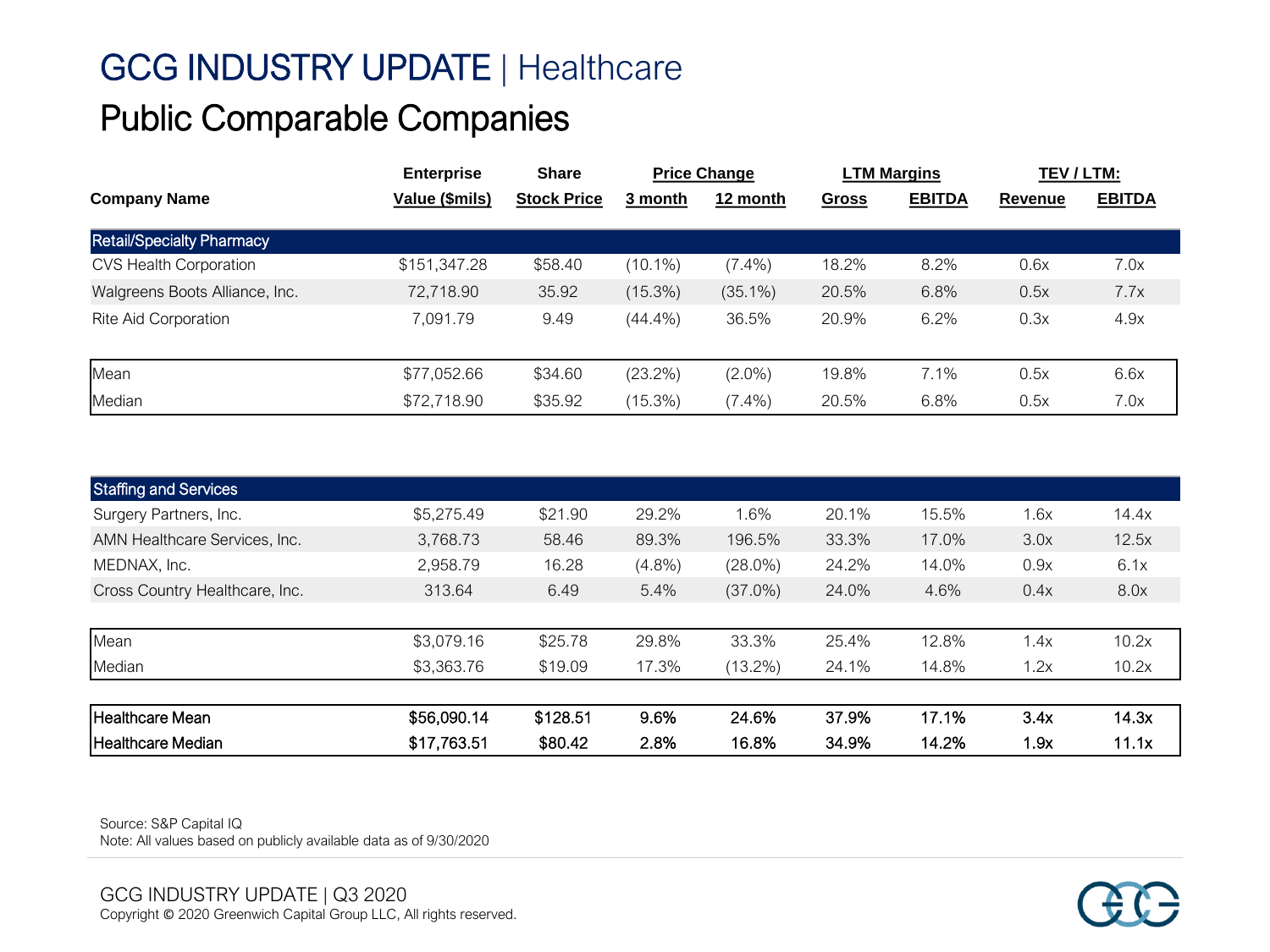# GCG INDUSTRY UPDATE | Healthcare

## Public Comparable Companies

| Company Name | Enterprise Value ($mils) | Share Stock Price | Price Change 3 month | Price Change 12 month | LTM Margins Gross | LTM Margins EBITDA | TEV / LTM: Revenue | TEV / LTM: EBITDA |
|---|---|---|---|---|---|---|---|---|
| **Retail/Specialty Pharmacy** | | | | | | | | |
| CVS Health Corporation | $151,347.28 | $58.40 | (10.1%) | (7.4%) | 18.2% | 8.2% | 0.6x | 7.0x |
| Walgreens Boots Alliance, Inc. | 72,718.90 | 35.92 | (15.3%) | (35.1%) | 20.5% | 6.8% | 0.5x | 7.7x |
| Rite Aid Corporation | 7,091.79 | 9.49 | (44.4%) | 36.5% | 20.9% | 6.2% | 0.3x | 4.9x |
| Mean | $77,052.66 | $34.60 | (23.2%) | (2.0%) | 19.8% | 7.1% | 0.5x | 6.6x |
| Median | $72,718.90 | $35.92 | (15.3%) | (7.4%) | 20.5% | 6.8% | 0.5x | 7.0x |
| **Staffing and Services** | | | | | | | | |
| Surgery Partners, Inc. | $5,275.49 | $21.90 | 29.2% | 1.6% | 20.1% | 15.5% | 1.6x | 14.4x |
| AMN Healthcare Services, Inc. | 3,768.73 | 58.46 | 89.3% | 196.5% | 33.3% | 17.0% | 3.0x | 12.5x |
| MEDNAX, Inc. | 2,958.79 | 16.28 | (4.8%) | (28.0%) | 24.2% | 14.0% | 0.9x | 6.1x |
| Cross Country Healthcare, Inc. | 313.64 | 6.49 | 5.4% | (37.0%) | 24.0% | 4.6% | 0.4x | 8.0x |
| Mean | $3,079.16 | $25.78 | 29.8% | 33.3% | 25.4% | 12.8% | 1.4x | 10.2x |
| Median | $3,363.76 | $19.09 | 17.3% | (13.2%) | 24.1% | 14.8% | 1.2x | 10.2x |
| **Healthcare Mean** | **$56,090.14** | **$128.51** | **9.6%** | **24.6%** | **37.9%** | **17.1%** | **3.4x** | **14.3x** |
| **Healthcare Median** | **$17,763.51** | **$80.42** | **2.8%** | **16.8%** | **34.9%** | **14.2%** | **1.9x** | **11.1x** |

Source: S&P Capital IQ
Note: All values based on publicly available data as of 9/30/2020

GCG INDUSTRY UPDATE | Q3 2020
Copyright © 2020 Greenwich Capital Group LLC, All rights reserved.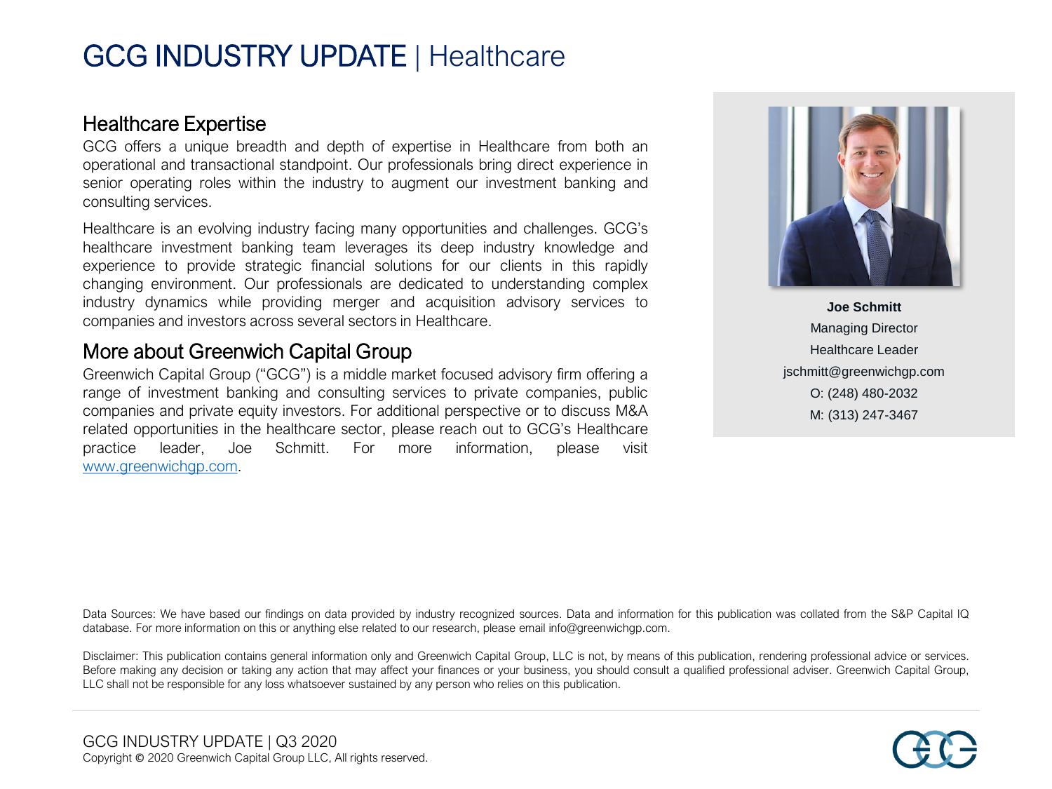# GCG INDUSTRY UPDATE | Healthcare

## Healthcare Expertise

GCG offers a unique breadth and depth of expertise in Healthcare from both an operational and transactional standpoint. Our professionals bring direct experience in senior operating roles within the industry to augment our investment banking and consulting services.

Healthcare is an evolving industry facing many opportunities and challenges. GCG's healthcare investment banking team leverages its deep industry knowledge and experience to provide strategic financial solutions for our clients in this rapidly changing environment. Our professionals are dedicated to understanding complex industry dynamics while providing merger and acquisition advisory services to companies and investors across several sectors in Healthcare.

## More about Greenwich Capital Group

Greenwich Capital Group ("GCG") is a middle market focused advisory firm offering a range of investment banking and consulting services to private companies, public companies and private equity investors. For additional perspective or to discuss M&A related opportunities in the healthcare sector, please reach out to GCG's Healthcare practice leader, Joe Schmitt. For more information, please visit www.greenwichgp.com.

**Joe Schmitt**
Managing Director
Healthcare Leader
jschmitt@greenwichgp.com
O: (248) 480-2032
M: (313) 247-3467

Data Sources: We have based our findings on data provided by industry recognized sources. Data and information for this publication was collated from the S&P Capital IQ database. For more information on this or anything else related to our research, please email info@greenwichgp.com.

Disclaimer: This publication contains general information only and Greenwich Capital Group, LLC is not, by means of this publication, rendering professional advice or services. Before making any decision or taking any action that may affect your finances or your business, you should consult a qualified professional adviser. Greenwich Capital Group, LLC shall not be responsible for any loss whatsoever sustained by any person who relies on this publication.

GCG INDUSTRY UPDATE | Q3 2020
Copyright © 2020 Greenwich Capital Group LLC, All rights reserved.